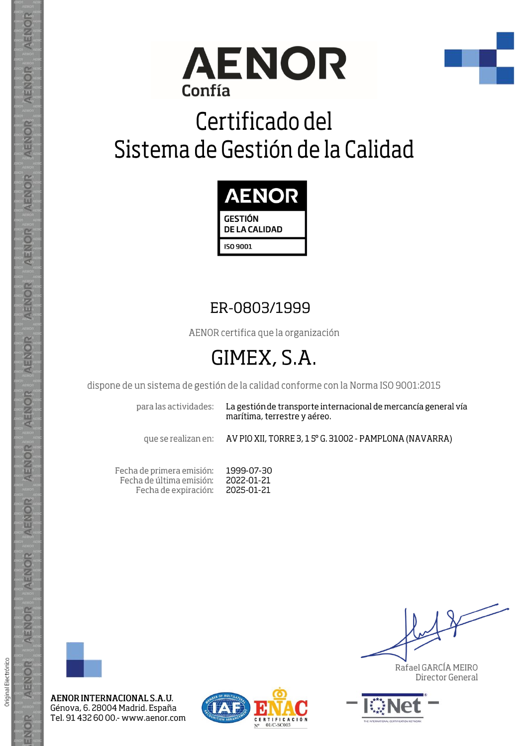AENOR

Confía

# Certificado del Sistema de Gestión de la Calidad

AENOR
GESTIÓN DE LA CALIDAD
ISO 9001

## ER-0803/1999

AENOR certifica que la organización

# GIMEX, S.A.

dispone de un sistema de gestión de la calidad conforme con la Norma ISO 9001:2015

para las actividades: La gestión de transporte internacional de mercancía general vía marítima, terrestre y aéreo.

que se realizan en: AV PIO XII, TORRE 3, 1 5º G. 31002 - PAMPLONA (NAVARRA)

Fecha de primera emisión: 1999-07-30
Fecha de última emisión: 2022-01-21
Fecha de expiración: 2025-01-21

Rafael GARCÍA MEIRO
Director General

**AENOR INTERNACIONAL S.A.U.**
Génova, 6. 28004 Madrid. España
Tel. 91 432 60 00.- www.aenor.com

ENAC CERTIFICACIÓN Nº 01/C-SC003

IQNet

Original Electrónico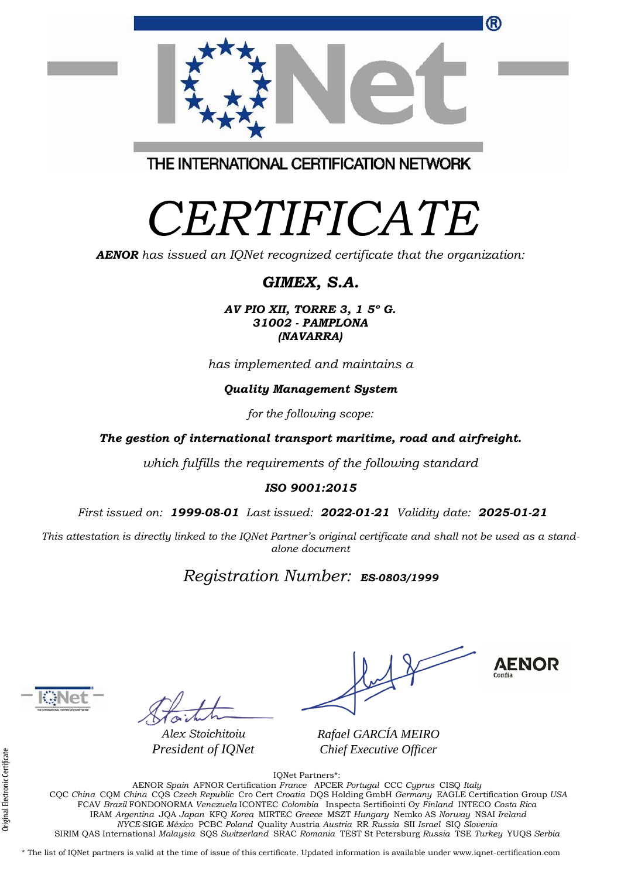THE INTERNATIONAL CERTIFICATION NETWORK

# CERTIFICATE

***AENOR*** *has issued an IQNet recognized certificate that the organization:*

## *GIMEX, S.A.*

***AV PIO XII, TORRE 3, 1 5º G.***
***31002 - PAMPLONA***
***(NAVARRA)***

*has implemented and maintains a*

***Quality Management System***

*for the following scope:*

***The gestion of international transport maritime, road and airfreight.***

*which fulfills the requirements of the following standard*

***ISO 9001:2015***

*First issued on:* ***1999-08-01*** *Last issued:* ***2022-01-21*** *Validity date:* ***2025-01-21***

*This attestation is directly linked to the IQNet Partner's original certificate and shall not be used as a stand-alone document*

*Registration Number:* ***ES-0803/1999***

*Alex Stoichitoiu*
*President of IQNet*

*Rafael GARCÍA MEIRO*
*Chief Executive Officer*

AENOR
Confía

Original Electronic Certificate

IQNet Partners*:

AENOR *Spain* AFNOR Certification *France* APCER *Portugal* CCC *Cyprus* CISQ *Italy*
CQC *China* CQM *China* CQS *Czech Republic* Cro Cert *Croatia* DQS Holding GmbH *Germany* EAGLE Certification Group *USA*
FCAV *Brazil* FONDONORMA *Venezuela* ICONTEC *Colombia* Inspecta Sertifiointi Oy *Finland* INTECO *Costa Rica*
IRAM *Argentina* JQA *Japan* KFQ *Korea* MIRTEC *Greece* MSZT *Hungary* Nemko AS *Norway* NSAI *Ireland*
*NYCE*-SIGE *México* PCBC *Poland* Quality Austria *Austria* RR *Russia* SII *Israel* SIQ *Slovenia*
SIRIM QAS International *Malaysia* SQS *Switzerland* SRAC *Romania* TEST St Petersburg *Russia* TSE *Turkey* YUQS *Serbia*

* The list of IQNet partners is valid at the time of issue of this certificate. Updated information is available under www.iqnet-certification.com